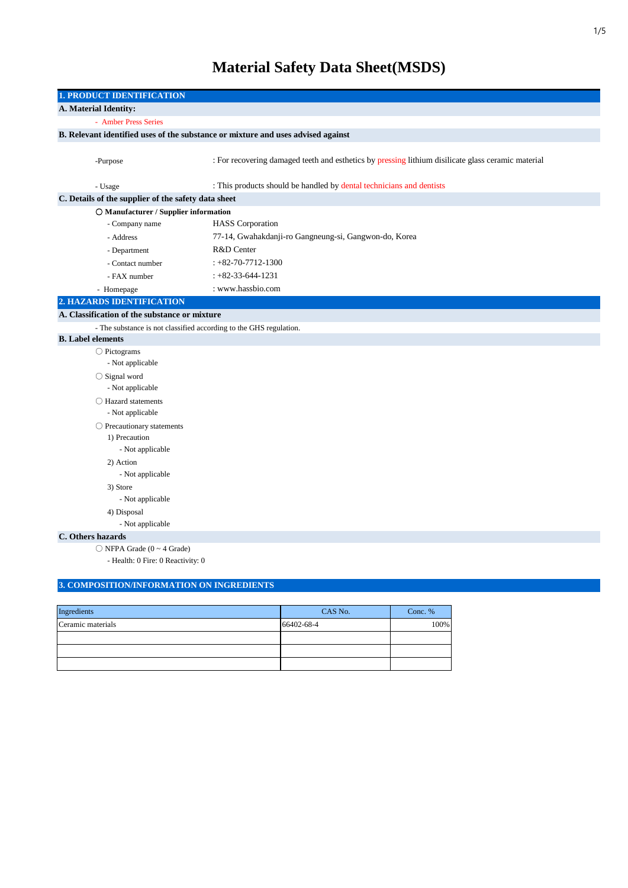# Material Safety Data Sheet(MSDS)

## 1. PRODUCT IDENTIFICATION

### A. Material Identity:

- Amber Press Series

### B. Relevant identified uses of the substance or mixture and uses advised against

-Purpose : For recovering damaged teeth and esthetics by pressing lithium disilicate glass ceramic material

- Usage : This products should be handled by dental technicians and dentists

### C. Details of the supplier of the safety data sheet

○ **Manufacturer / Supplier information**

- Company name HASS Corporation
- Address 77-14, Gwahakdanji-ro Gangneung-si, Gangwon-do, Korea
- Department R&D Center
- Contact number : +82-70-7712-1300
- FAX number : +82-33-644-1231
- Homepage : www.hassbio.com

## 2. HAZARDS IDENTIFICATION

### A. Classification of the substance or mixture

- The substance is not classified according to the GHS regulation.

### B. Label elements

○ Pictograms
- Not applicable

○ Signal word
- Not applicable

○ Hazard statements
- Not applicable

○ Precautionary statements

1) Precaution
- Not applicable

2) Action
- Not applicable

3) Store
- Not applicable

4) Disposal
- Not applicable

### C. Others hazards

○ NFPA Grade (0 ~ 4 Grade)
- Health: 0 Fire: 0 Reactivity: 0

## 3. COMPOSITION/INFORMATION ON INGREDIENTS

| Ingredients | CAS No. | Conc. % |
|---|---|---|
| Ceramic materials | 66402-68-4 | 100% |
| | | |
| | | |
| | | |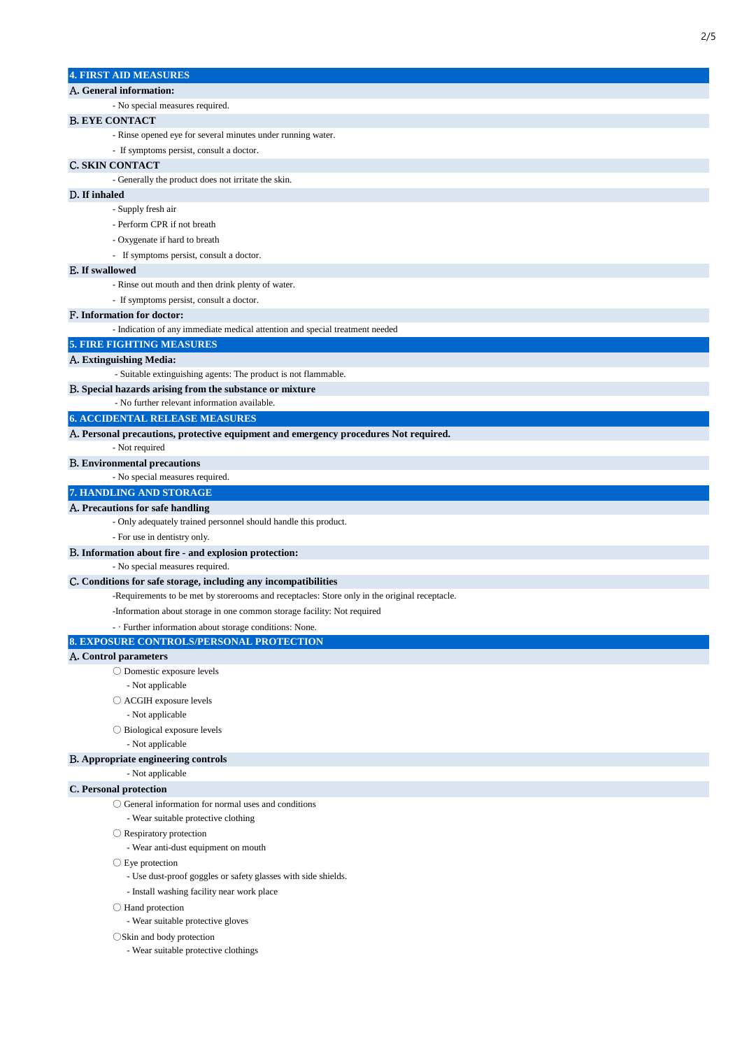## 4. FIRST AID MEASURES

### A. General information:

- No special measures required.

### B. EYE CONTACT

- Rinse opened eye for several minutes under running water.
- If symptoms persist, consult a doctor.

### C. SKIN CONTACT

- Generally the product does not irritate the skin.

### D. If inhaled

- Supply fresh air
- Perform CPR if not breath
- Oxygenate if hard to breath
- If symptoms persist, consult a doctor.

### E. If swallowed

- Rinse out mouth and then drink plenty of water.
- If symptoms persist, consult a doctor.

### F. Information for doctor:

- Indication of any immediate medical attention and special treatment needed

## 5. FIRE FIGHTING MEASURES

### A. Extinguishing Media:

- Suitable extinguishing agents: The product is not flammable.

### B. Special hazards arising from the substance or mixture

- No further relevant information available.

## 6. ACCIDENTAL RELEASE MEASURES

### A. Personal precautions, protective equipment and emergency procedures Not required.

- Not required

### B. Environmental precautions

- No special measures required.

## 7. HANDLING AND STORAGE

### A. Precautions for safe handling

- Only adequately trained personnel should handle this product.
- For use in dentistry only.

### B. Information about fire - and explosion protection:

- No special measures required.

### C. Conditions for safe storage, including any incompatibilities

-Requirements to be met by storerooms and receptacles: Store only in the original receptacle.

-Information about storage in one common storage facility: Not required

- · Further information about storage conditions: None.

## 8. EXPOSURE CONTROLS/PERSONAL PROTECTION

### A. Control parameters

○ Domestic exposure levels

- Not applicable

○ ACGIH exposure levels

- Not applicable

○ Biological exposure levels

- Not applicable

### B. Appropriate engineering controls

- Not applicable

### C. Personal protection

○ General information for normal uses and conditions

- Wear suitable protective clothing

○ Respiratory protection

- Wear anti-dust equipment on mouth

○ Eye protection

- Use dust-proof goggles or safety glasses with side shields.
- Install washing facility near work place

○ Hand protection

- Wear suitable protective gloves

○Skin and body protection

- Wear suitable protective clothings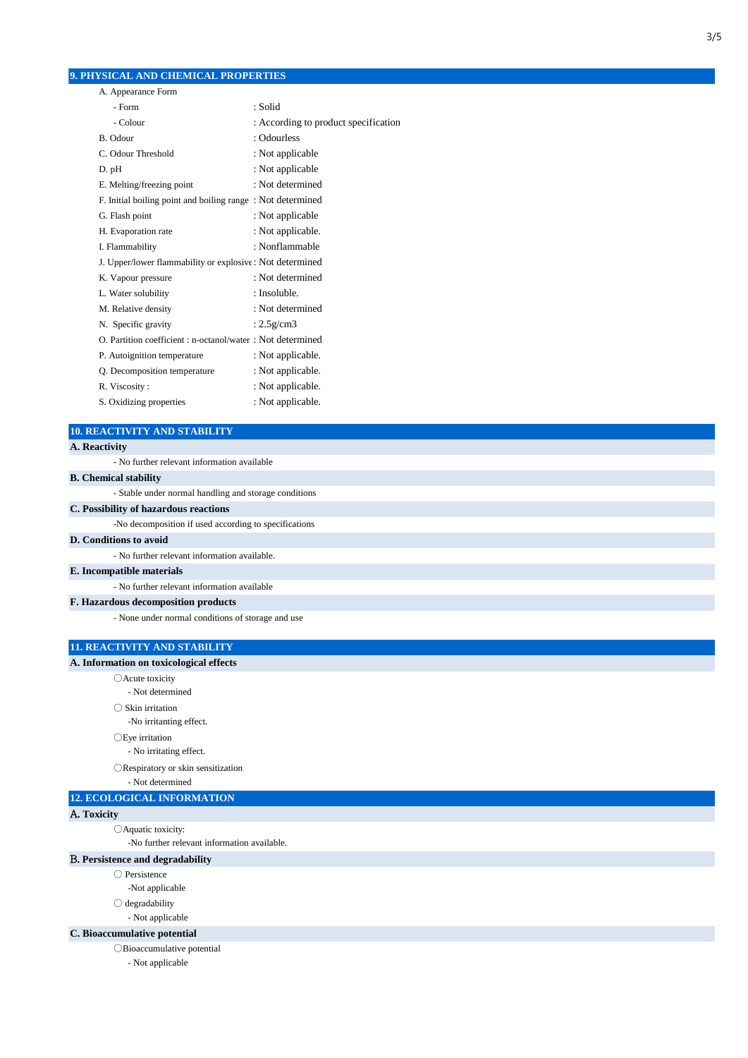## 9. PHYSICAL AND CHEMICAL PROPERTIES

A. Appearance Form

| | |
|---|---|
| - Form | : Solid |
| - Colour | : According to product specification |
| B. Odour | : Odourless |
| C. Odour Threshold | : Not applicable |
| D. pH | : Not applicable |
| E. Melting/freezing point | : Not determined |
| F. Initial boiling point and boiling range | : Not determined |
| G. Flash point | : Not applicable |
| H. Evaporation rate | : Not applicable. |
| I. Flammability | : Nonflammable |
| J. Upper/lower flammability or explosive | : Not determined |
| K. Vapour pressure | : Not determined |
| L. Water solubility | : Insoluble. |
| M. Relative density | : Not determined |
| N. Specific gravity | : 2.5g/cm3 |
| O. Partition coefficient : n-octanol/water | : Not determined |
| P. Autoignition temperature | : Not applicable. |
| Q. Decomposition temperature | : Not applicable. |
| R. Viscosity : | : Not applicable. |
| S. Oxidizing properties | : Not applicable. |

## 10. REACTIVITY AND STABILITY

**A. Reactivity**

- No further relevant information available

**B. Chemical stability**

- Stable under normal handling and storage conditions

**C. Possibility of hazardous reactions**

-No decomposition if used according to specifications

**D. Conditions to avoid**

- No further relevant information available.

**E. Incompatible materials**

- No further relevant information available

**F. Hazardous decomposition products**

- None under normal conditions of storage and use

## 11. REACTIVITY AND STABILITY

**A. Information on toxicological effects**

○Acute toxicity
- Not determined

○ Skin irritation
-No irritanting effect.

○Eye irritation
- No irritating effect.

○Respiratory or skin sensitization
- Not determined

## 12. ECOLOGICAL INFORMATION

**A. Toxicity**

○Aquatic toxicity:
-No further relevant information available.

**B. Persistence and degradability**

○ Persistence
-Not applicable

○ degradability
- Not applicable

**C. Bioaccumulative potential**

○Bioaccumulative potential
- Not applicable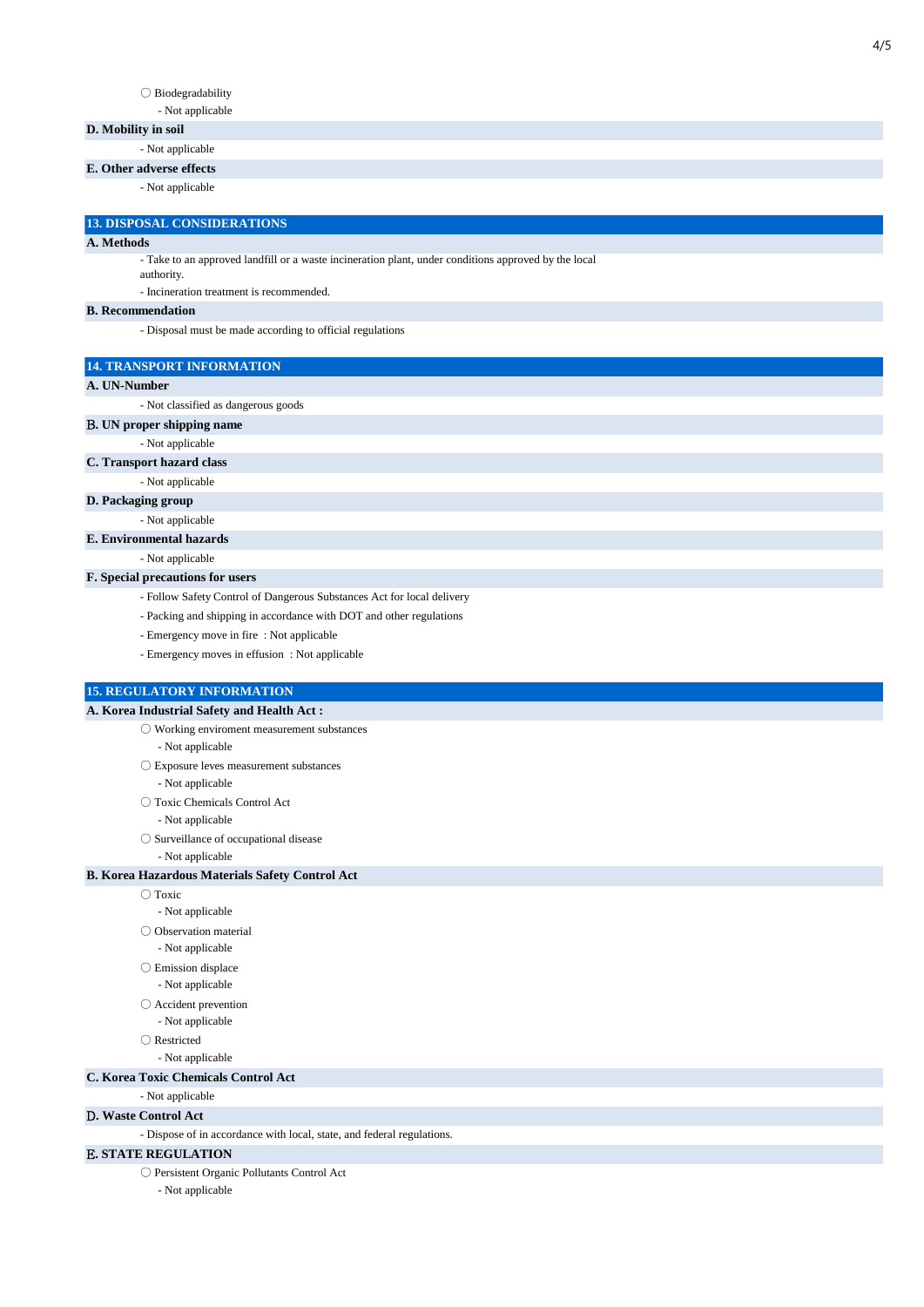○ Biodegradability

- Not applicable

### D. Mobility in soil

- Not applicable

### E. Other adverse effects

- Not applicable

## 13. DISPOSAL CONSIDERATIONS

### A. Methods

- Take to an approved landfill or a waste incineration plant, under conditions approved by the local authority.
- Incineration treatment is recommended.

### B. Recommendation

- Disposal must be made according to official regulations

## 14. TRANSPORT INFORMATION

### A. UN-Number

- Not classified as dangerous goods

### B. UN proper shipping name

- Not applicable

### C. Transport hazard class

- Not applicable

### D. Packaging group

- Not applicable

### E. Environmental hazards

- Not applicable

### F. Special precautions for users

- Follow Safety Control of Dangerous Substances Act for local delivery
- Packing and shipping in accordance with DOT and other regulations
- Emergency move in fire : Not applicable
- Emergency moves in effusion : Not applicable

## 15. REGULATORY INFORMATION

### A. Korea Industrial Safety and Health Act :

○ Working enviroment measurement substances

- Not applicable

○ Exposure leves measurement substances

- Not applicable

○ Toxic Chemicals Control Act

- Not applicable

○ Surveillance of occupational disease

- Not applicable

### B. Korea Hazardous Materials Safety Control Act

○ Toxic

- Not applicable

○ Observation material

- Not applicable

○ Emission displace

- Not applicable

○ Accident prevention

- Not applicable

○ Restricted

- Not applicable

### C. Korea Toxic Chemicals Control Act

- Not applicable

### D. Waste Control Act

- Dispose of in accordance with local, state, and federal regulations.

### E. STATE REGULATION

○ Persistent Organic Pollutants Control Act

- Not applicable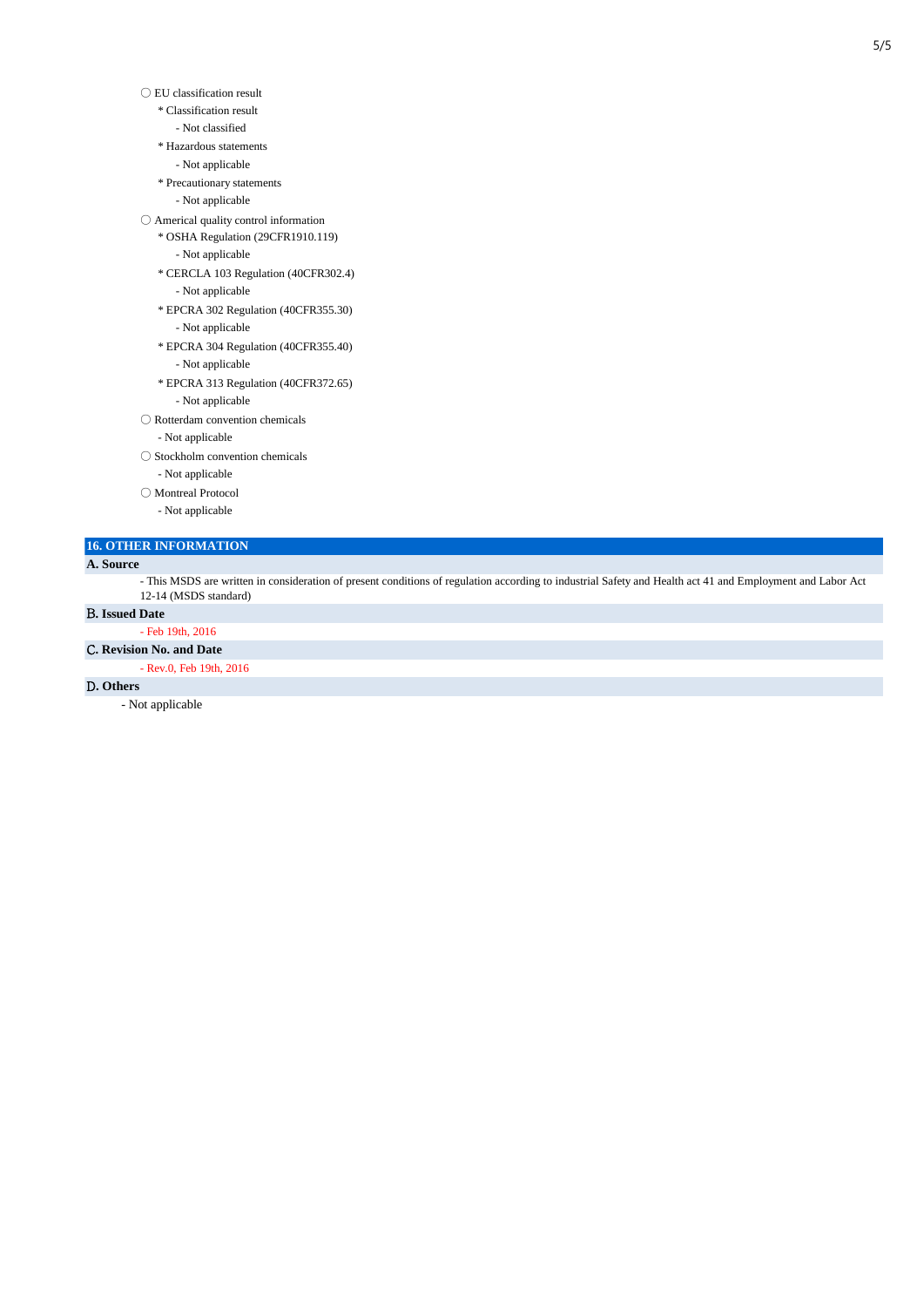○ EU classification result

* Classification result
  - Not classified
* Hazardous statements
  - Not applicable
* Precautionary statements
  - Not applicable

○ Americal quality control information

* OSHA Regulation (29CFR1910.119)
  - Not applicable
* CERCLA 103 Regulation (40CFR302.4)
  - Not applicable
* EPCRA 302 Regulation (40CFR355.30)
  - Not applicable
* EPCRA 304 Regulation (40CFR355.40)
  - Not applicable
* EPCRA 313 Regulation (40CFR372.65)
  - Not applicable

○ Rotterdam convention chemicals

- Not applicable

○ Stockholm convention chemicals

- Not applicable

○ Montreal Protocol

- Not applicable

## 16. OTHER INFORMATION

**A. Source**

- This MSDS are written in consideration of present conditions of regulation according to industrial Safety and Health act 41 and Employment and Labor Act 12-14 (MSDS standard)

**B. Issued Date**

- Feb 19th, 2016

**C. Revision No. and Date**

- Rev.0, Feb 19th, 2016

**D. Others**

- Not applicable